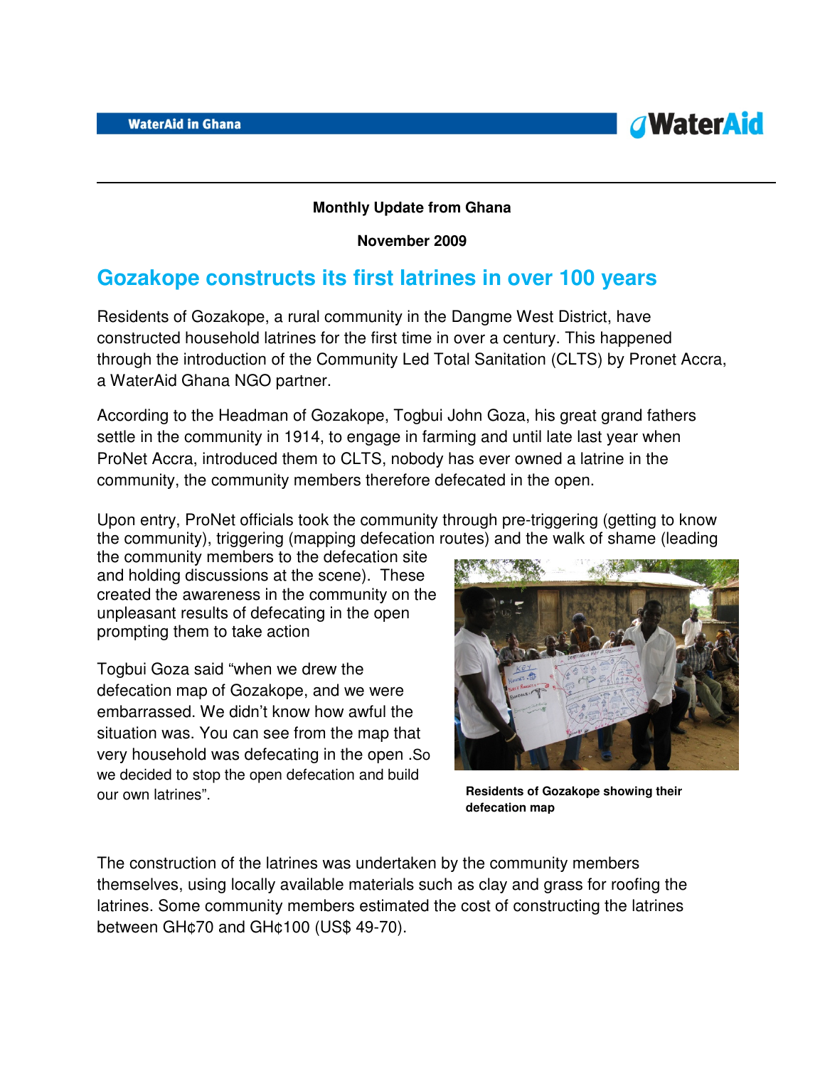Monthly Update from Ghana

November 2009

# Gozakope constructs its first latrines in over 100 years

Residents of Gozakope, a rural community in the Dangme West District, have constructed household latrines for the first time in over a century. This happened through the introduction of the Community Led Total Sanitation (CLTS) by Pronet Accra, a WaterAid Ghana NGO partner.

According to the Headman of Gozakope, Togbui John Goza, his great grand fathers settle in the community in 1914, to engage in farming and until late last year when ProNet Accra, introduced them to CLTS, nobody has ever owned a latrine in the community, the community members therefore defecated in the open.

Upon entry, ProNet officials took the community through pre-triggering (getting to know the community), triggering (mapping defecation routes) and the walk of shame (leading the community members to the defecation site and holding discussions at the scene). These created the awareness in the community on the unpleasant results of defecating in the open prompting them to take action

Togbui Goza said "when we drew the defecation map of Gozakope, and we were embarrassed. We didn't know how awful the situation was. You can see from the map that very household was defecating in the open .So we decided to stop the open defecation and build our own latrines".

**Residents of Gozakope showing their defecation map**

The construction of the latrines was undertaken by the community members themselves, using locally available materials such as clay and grass for roofing the latrines. Some community members estimated the cost of constructing the latrines between GH¢70 and GH¢100 (US$ 49-70).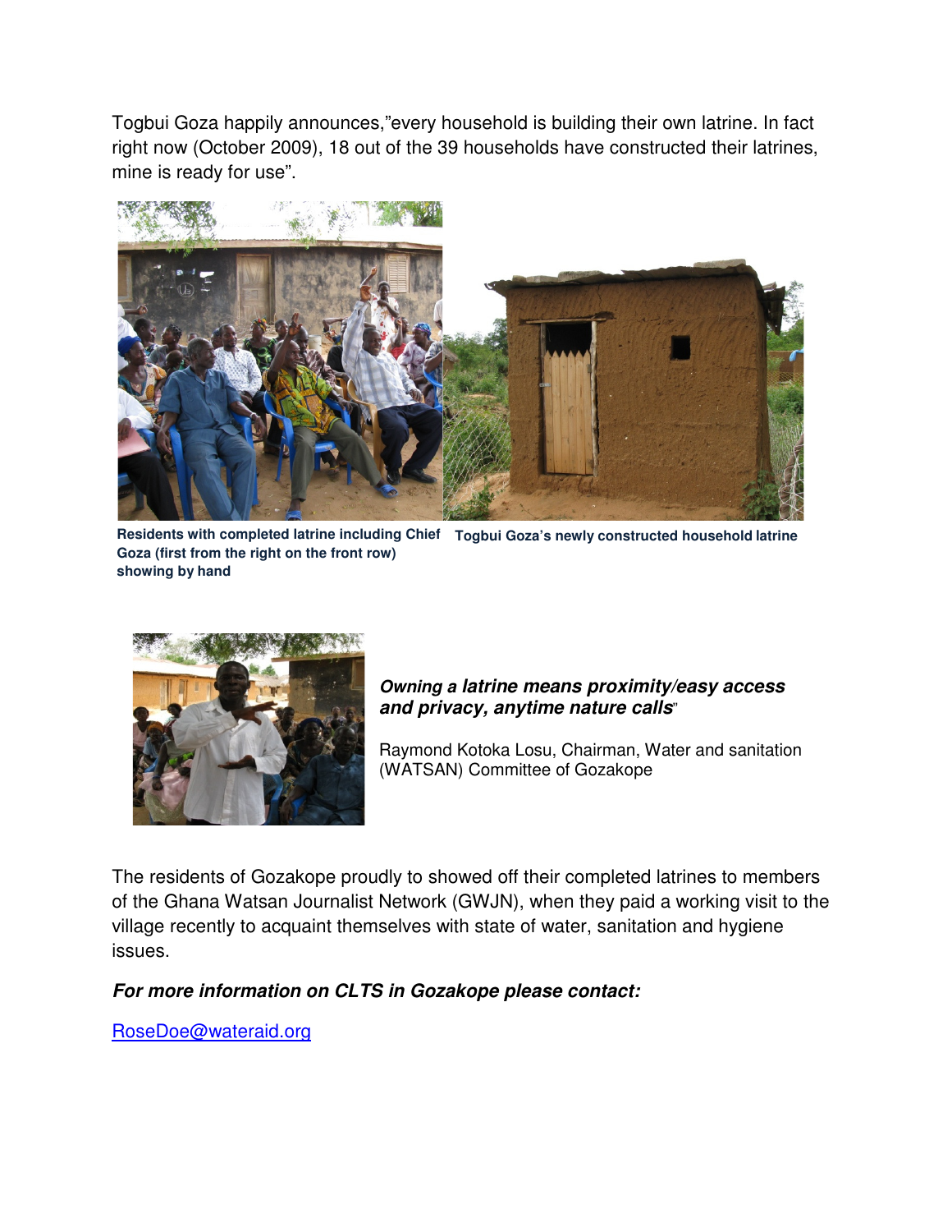Togbui Goza happily announces,"every household is building their own latrine. In fact right now (October 2009), 18 out of the 39 households have constructed their latrines, mine is ready for use".

**Residents with completed latrine including Chief Goza (first from the right on the front row) showing by hand**

**Togbui Goza's newly constructed household latrine**

***Owning a latrine means proximity/easy access and privacy, anytime nature calls***"

Raymond Kotoka Losu, Chairman, Water and sanitation (WATSAN) Committee of Gozakope

The residents of Gozakope proudly to showed off their completed latrines to members of the Ghana Watsan Journalist Network (GWJN), when they paid a working visit to the village recently to acquaint themselves with state of water, sanitation and hygiene issues.

***For more information on CLTS in Gozakope please contact:***

RoseDoe@wateraid.org